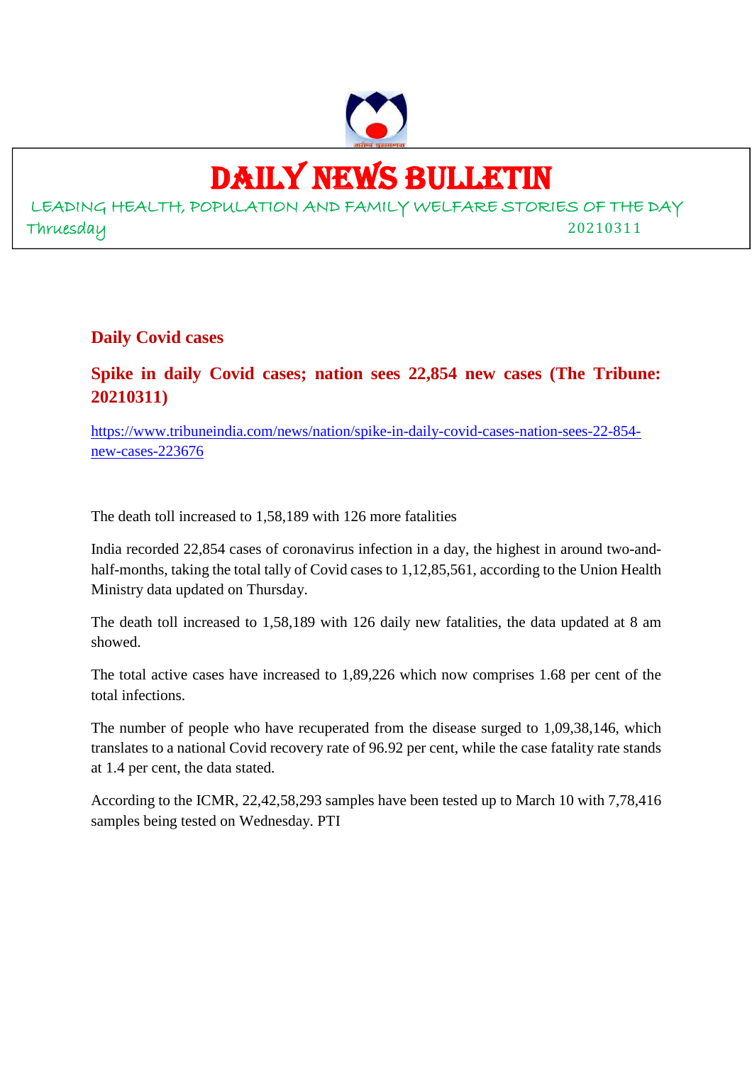# DAILY NEWS BULLETIN

LEADING HEALTH, POPULATION AND FAMILY WELFARE STORIES OF THE DAY

Thruesday 20210311

## Daily Covid cases

### Spike in daily Covid cases; nation sees 22,854 new cases (The Tribune: 20210311)

https://www.tribuneindia.com/news/nation/spike-in-daily-covid-cases-nation-sees-22-854-new-cases-223676

The death toll increased to 1,58,189 with 126 more fatalities

India recorded 22,854 cases of coronavirus infection in a day, the highest in around two-and-half-months, taking the total tally of Covid cases to 1,12,85,561, according to the Union Health Ministry data updated on Thursday.

The death toll increased to 1,58,189 with 126 daily new fatalities, the data updated at 8 am showed.

The total active cases have increased to 1,89,226 which now comprises 1.68 per cent of the total infections.

The number of people who have recuperated from the disease surged to 1,09,38,146, which translates to a national Covid recovery rate of 96.92 per cent, while the case fatality rate stands at 1.4 per cent, the data stated.

According to the ICMR, 22,42,58,293 samples have been tested up to March 10 with 7,78,416 samples being tested on Wednesday. PTI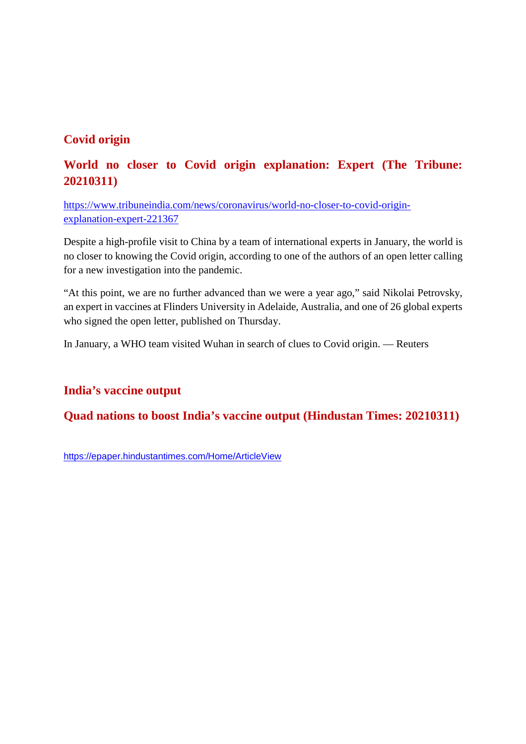## Covid origin

## World no closer to Covid origin explanation: Expert (The Tribune: 20210311)

https://www.tribuneindia.com/news/coronavirus/world-no-closer-to-covid-origin-explanation-expert-221367

Despite a high-profile visit to China by a team of international experts in January, the world is no closer to knowing the Covid origin, according to one of the authors of an open letter calling for a new investigation into the pandemic.

“At this point, we are no further advanced than we were a year ago,” said Nikolai Petrovsky, an expert in vaccines at Flinders University in Adelaide, Australia, and one of 26 global experts who signed the open letter, published on Thursday.

In January, a WHO team visited Wuhan in search of clues to Covid origin. — Reuters

## India’s vaccine output

## Quad nations to boost India’s vaccine output (Hindustan Times: 20210311)

https://epaper.hindustantimes.com/Home/ArticleView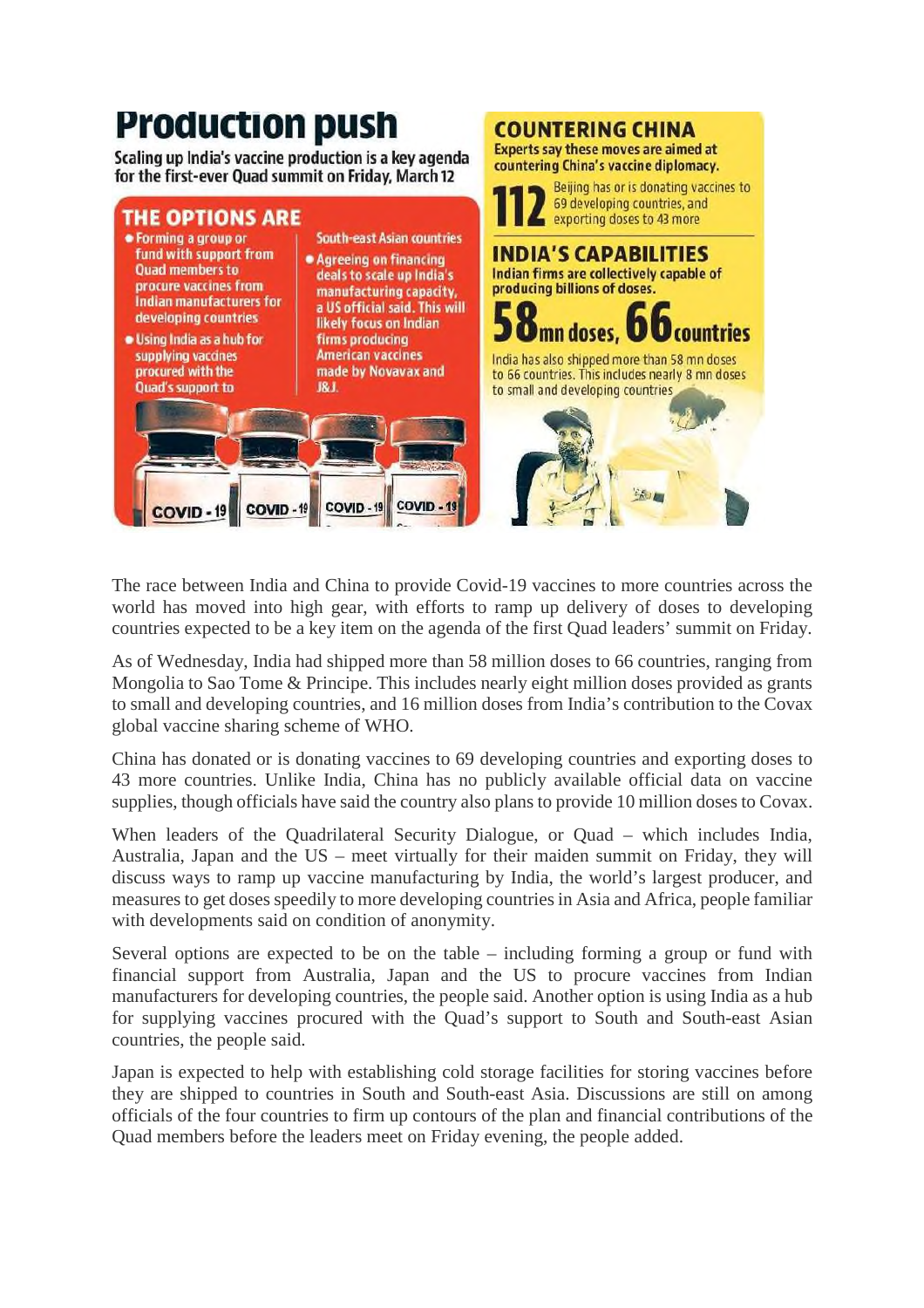# Production push

Scaling up India's vaccine production is a key agenda for the first-ever Quad summit on Friday, March 12

## THE OPTIONS ARE

- Forming a group or fund with support from Quad members to procure vaccines from Indian manufacturers for developing countries
- Using India as a hub for supplying vaccines procured with the Quad's support to South-east Asian countries
- Agreeing on financing deals to scale up India's manufacturing capacity, a US official said. This will likely focus on Indian firms producing American vaccines made by Novavax and J&J.

## COUNTERING CHINA

Experts say these moves are aimed at countering China's vaccine diplomacy.

**112** Beijing has or is donating vaccines to 69 developing countries, and exporting doses to 43 more

## INDIA'S CAPABILITIES

Indian firms are collectively capable of producing billions of doses.

**58mn doses, 66countries**

India has also shipped more than 58 mn doses to 66 countries. This includes nearly 8 mn doses to small and developing countries

The race between India and China to provide Covid-19 vaccines to more countries across the world has moved into high gear, with efforts to ramp up delivery of doses to developing countries expected to be a key item on the agenda of the first Quad leaders' summit on Friday.

As of Wednesday, India had shipped more than 58 million doses to 66 countries, ranging from Mongolia to Sao Tome & Principe. This includes nearly eight million doses provided as grants to small and developing countries, and 16 million doses from India's contribution to the Covax global vaccine sharing scheme of WHO.

China has donated or is donating vaccines to 69 developing countries and exporting doses to 43 more countries. Unlike India, China has no publicly available official data on vaccine supplies, though officials have said the country also plans to provide 10 million doses to Covax.

When leaders of the Quadrilateral Security Dialogue, or Quad – which includes India, Australia, Japan and the US – meet virtually for their maiden summit on Friday, they will discuss ways to ramp up vaccine manufacturing by India, the world's largest producer, and measures to get doses speedily to more developing countries in Asia and Africa, people familiar with developments said on condition of anonymity.

Several options are expected to be on the table – including forming a group or fund with financial support from Australia, Japan and the US to procure vaccines from Indian manufacturers for developing countries, the people said. Another option is using India as a hub for supplying vaccines procured with the Quad's support to South and South-east Asian countries, the people said.

Japan is expected to help with establishing cold storage facilities for storing vaccines before they are shipped to countries in South and South-east Asia. Discussions are still on among officials of the four countries to firm up contours of the plan and financial contributions of the Quad members before the leaders meet on Friday evening, the people added.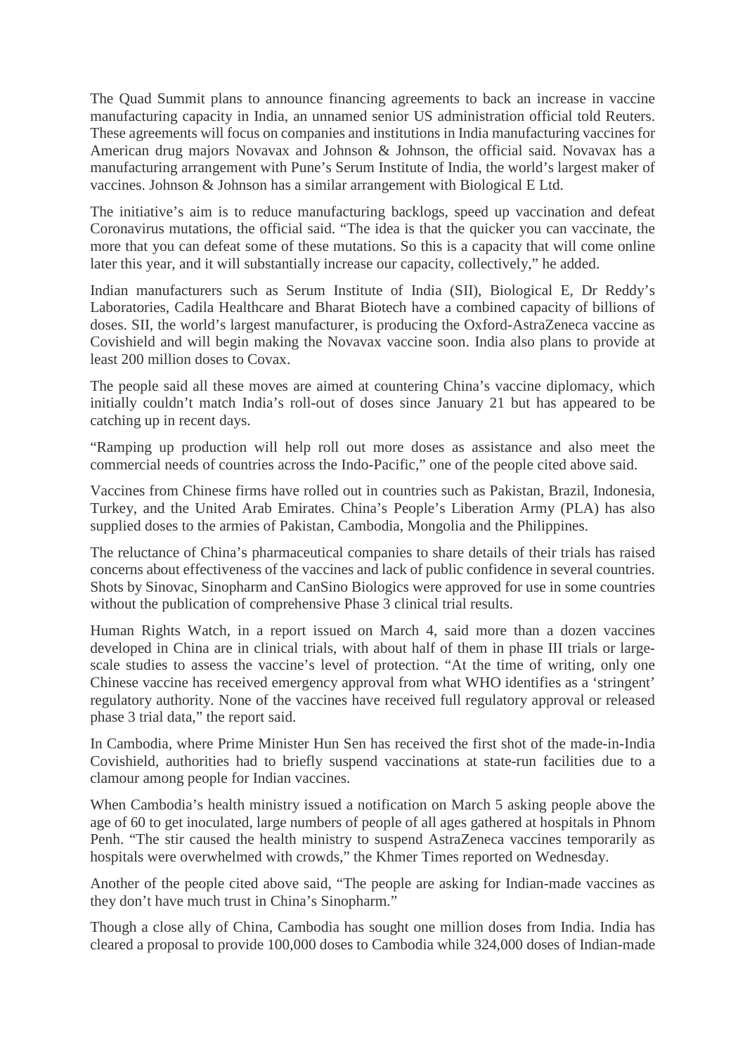The Quad Summit plans to announce financing agreements to back an increase in vaccine manufacturing capacity in India, an unnamed senior US administration official told Reuters. These agreements will focus on companies and institutions in India manufacturing vaccines for American drug majors Novavax and Johnson & Johnson, the official said. Novavax has a manufacturing arrangement with Pune's Serum Institute of India, the world's largest maker of vaccines. Johnson & Johnson has a similar arrangement with Biological E Ltd.

The initiative's aim is to reduce manufacturing backlogs, speed up vaccination and defeat Coronavirus mutations, the official said. "The idea is that the quicker you can vaccinate, the more that you can defeat some of these mutations. So this is a capacity that will come online later this year, and it will substantially increase our capacity, collectively," he added.

Indian manufacturers such as Serum Institute of India (SII), Biological E, Dr Reddy's Laboratories, Cadila Healthcare and Bharat Biotech have a combined capacity of billions of doses. SII, the world's largest manufacturer, is producing the Oxford-AstraZeneca vaccine as Covishield and will begin making the Novavax vaccine soon. India also plans to provide at least 200 million doses to Covax.

The people said all these moves are aimed at countering China's vaccine diplomacy, which initially couldn't match India's roll-out of doses since January 21 but has appeared to be catching up in recent days.

"Ramping up production will help roll out more doses as assistance and also meet the commercial needs of countries across the Indo-Pacific," one of the people cited above said.

Vaccines from Chinese firms have rolled out in countries such as Pakistan, Brazil, Indonesia, Turkey, and the United Arab Emirates. China's People's Liberation Army (PLA) has also supplied doses to the armies of Pakistan, Cambodia, Mongolia and the Philippines.

The reluctance of China's pharmaceutical companies to share details of their trials has raised concerns about effectiveness of the vaccines and lack of public confidence in several countries. Shots by Sinovac, Sinopharm and CanSino Biologics were approved for use in some countries without the publication of comprehensive Phase 3 clinical trial results.

Human Rights Watch, in a report issued on March 4, said more than a dozen vaccines developed in China are in clinical trials, with about half of them in phase III trials or large-scale studies to assess the vaccine's level of protection. "At the time of writing, only one Chinese vaccine has received emergency approval from what WHO identifies as a 'stringent' regulatory authority. None of the vaccines have received full regulatory approval or released phase 3 trial data," the report said.

In Cambodia, where Prime Minister Hun Sen has received the first shot of the made-in-India Covishield, authorities had to briefly suspend vaccinations at state-run facilities due to a clamour among people for Indian vaccines.

When Cambodia's health ministry issued a notification on March 5 asking people above the age of 60 to get inoculated, large numbers of people of all ages gathered at hospitals in Phnom Penh. "The stir caused the health ministry to suspend AstraZeneca vaccines temporarily as hospitals were overwhelmed with crowds," the Khmer Times reported on Wednesday.

Another of the people cited above said, "The people are asking for Indian-made vaccines as they don't have much trust in China's Sinopharm."

Though a close ally of China, Cambodia has sought one million doses from India. India has cleared a proposal to provide 100,000 doses to Cambodia while 324,000 doses of Indian-made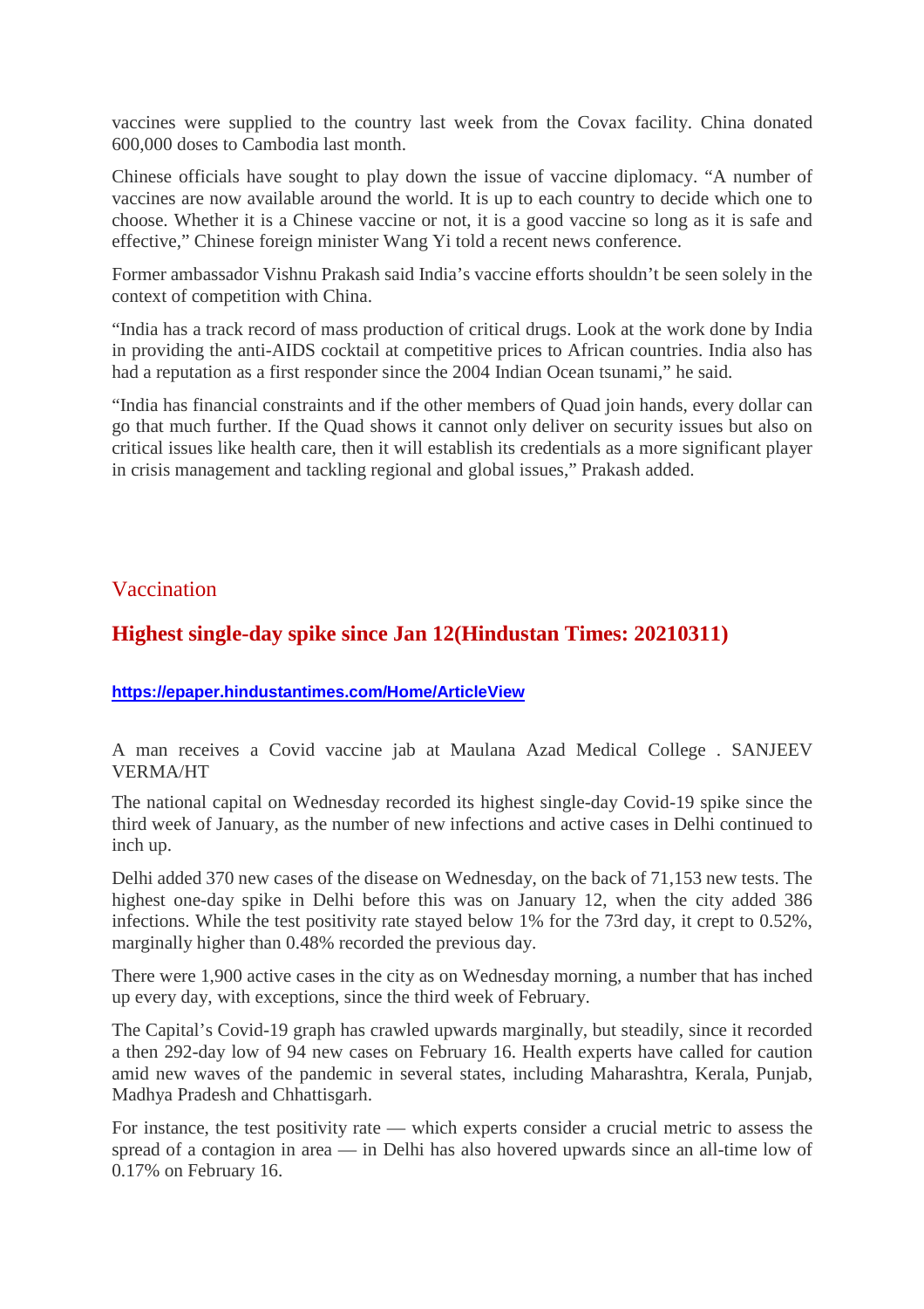vaccines were supplied to the country last week from the Covax facility. China donated 600,000 doses to Cambodia last month.

Chinese officials have sought to play down the issue of vaccine diplomacy. "A number of vaccines are now available around the world. It is up to each country to decide which one to choose. Whether it is a Chinese vaccine or not, it is a good vaccine so long as it is safe and effective," Chinese foreign minister Wang Yi told a recent news conference.

Former ambassador Vishnu Prakash said India's vaccine efforts shouldn't be seen solely in the context of competition with China.

"India has a track record of mass production of critical drugs. Look at the work done by India in providing the anti-AIDS cocktail at competitive prices to African countries. India also has had a reputation as a first responder since the 2004 Indian Ocean tsunami," he said.

"India has financial constraints and if the other members of Quad join hands, every dollar can go that much further. If the Quad shows it cannot only deliver on security issues but also on critical issues like health care, then it will establish its credentials as a more significant player in crisis management and tackling regional and global issues," Prakash added.

## Vaccination

### Highest single-day spike since Jan 12(Hindustan Times: 20210311)

**https://epaper.hindustantimes.com/Home/ArticleView**

A man receives a Covid vaccine jab at Maulana Azad Medical College . SANJEEV VERMA/HT

The national capital on Wednesday recorded its highest single-day Covid-19 spike since the third week of January, as the number of new infections and active cases in Delhi continued to inch up.

Delhi added 370 new cases of the disease on Wednesday, on the back of 71,153 new tests. The highest one-day spike in Delhi before this was on January 12, when the city added 386 infections. While the test positivity rate stayed below 1% for the 73rd day, it crept to 0.52%, marginally higher than 0.48% recorded the previous day.

There were 1,900 active cases in the city as on Wednesday morning, a number that has inched up every day, with exceptions, since the third week of February.

The Capital's Covid-19 graph has crawled upwards marginally, but steadily, since it recorded a then 292-day low of 94 new cases on February 16. Health experts have called for caution amid new waves of the pandemic in several states, including Maharashtra, Kerala, Punjab, Madhya Pradesh and Chhattisgarh.

For instance, the test positivity rate — which experts consider a crucial metric to assess the spread of a contagion in area — in Delhi has also hovered upwards since an all-time low of 0.17% on February 16.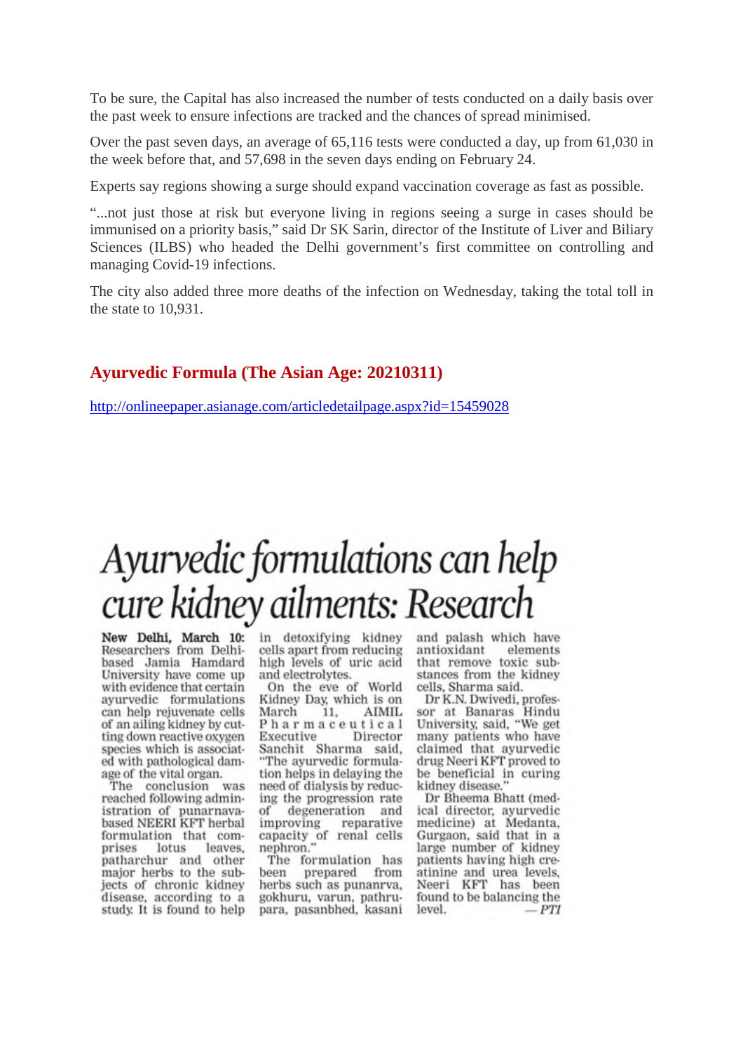To be sure, the Capital has also increased the number of tests conducted on a daily basis over the past week to ensure infections are tracked and the chances of spread minimised.

Over the past seven days, an average of 65,116 tests were conducted a day, up from 61,030 in the week before that, and 57,698 in the seven days ending on February 24.

Experts say regions showing a surge should expand vaccination coverage as fast as possible.

"...not just those at risk but everyone living in regions seeing a surge in cases should be immunised on a priority basis," said Dr SK Sarin, director of the Institute of Liver and Biliary Sciences (ILBS) who headed the Delhi government's first committee on controlling and managing Covid-19 infections.

The city also added three more deaths of the infection on Wednesday, taking the total toll in the state to 10,931.

## Ayurvedic Formula (The Asian Age: 20210311)

http://onlineepaper.asianage.com/articledetailpage.aspx?id=15459028

# Ayurvedic formulations can help cure kidney ailments: Research

**New Delhi, March 10:** Researchers from Delhi-based Jamia Hamdard University have come up with evidence that certain ayurvedic formulations can help rejuvenate cells of an ailing kidney by cutting down reactive oxygen species which is associated with pathological damage of the vital organ.

The conclusion was reached following administration of punarnava-based NEERI KFT herbal formulation that comprises lotus leaves, patharchur and other major herbs to the subjects of chronic kidney disease, according to a study. It is found to help in detoxifying kidney cells apart from reducing high levels of uric acid and electrolytes.

On the eve of World Kidney Day, which is on March 11, AIMIL Pharmaceutical Executive Director Sanchit Sharma said, "The ayurvedic formulation helps in delaying the need of dialysis by reducing the progression rate of degeneration and improving reparative capacity of renal cells nephron."

The formulation has been prepared from herbs such as punarnva, gokhuru, varun, pathrupara, pasanbhed, kasani and palash which have antioxidant elements that remove toxic substances from the kidney cells, Sharma said.

Dr K.N. Dwivedi, professor at Banaras Hindu University, said, "We get many patients who have claimed that ayurvedic drug Neeri KFT proved to be beneficial in curing kidney disease."

Dr Bheema Bhatt (medical director, ayurvedic medicine) at Medanta, Gurgaon, said that in a large number of kidney patients having high creatinine and urea levels, Neeri KFT has been found to be balancing the level. — *PTI*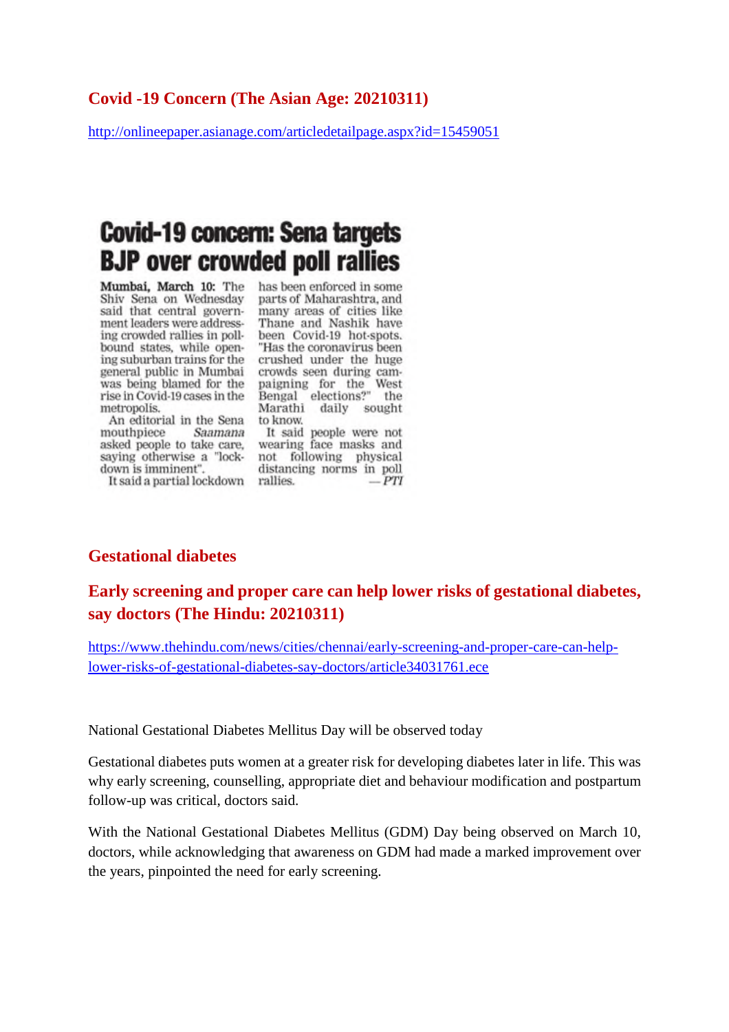## Covid -19 Concern (The Asian Age: 20210311)

http://onlineepaper.asianage.com/articledetailpage.aspx?id=15459051

# Covid-19 concern: Sena targets BJP over crowded poll rallies

**Mumbai, March 10:** The Shiv Sena on Wednesday said that central government leaders were addressing crowded rallies in poll-bound states, while opening suburban trains for the general public in Mumbai was being blamed for the rise in Covid-19 cases in the metropolis.

An editorial in the Sena mouthpiece *Saamana* asked people to take care, saying otherwise a "lockdown is imminent".

It said a partial lockdown has been enforced in some parts of Maharashtra, and many areas of cities like Thane and Nashik have been Covid-19 hot-spots. "Has the coronavirus been crushed under the huge crowds seen during campaigning for the West Bengal elections?" the Marathi daily sought to know.

It said people were not wearing face masks and not following physical distancing norms in poll rallies. *— PTI*

## Gestational diabetes

## Early screening and proper care can help lower risks of gestational diabetes, say doctors (The Hindu: 20210311)

https://www.thehindu.com/news/cities/chennai/early-screening-and-proper-care-can-help-lower-risks-of-gestational-diabetes-say-doctors/article34031761.ece

National Gestational Diabetes Mellitus Day will be observed today

Gestational diabetes puts women at a greater risk for developing diabetes later in life. This was why early screening, counselling, appropriate diet and behaviour modification and postpartum follow-up was critical, doctors said.

With the National Gestational Diabetes Mellitus (GDM) Day being observed on March 10, doctors, while acknowledging that awareness on GDM had made a marked improvement over the years, pinpointed the need for early screening.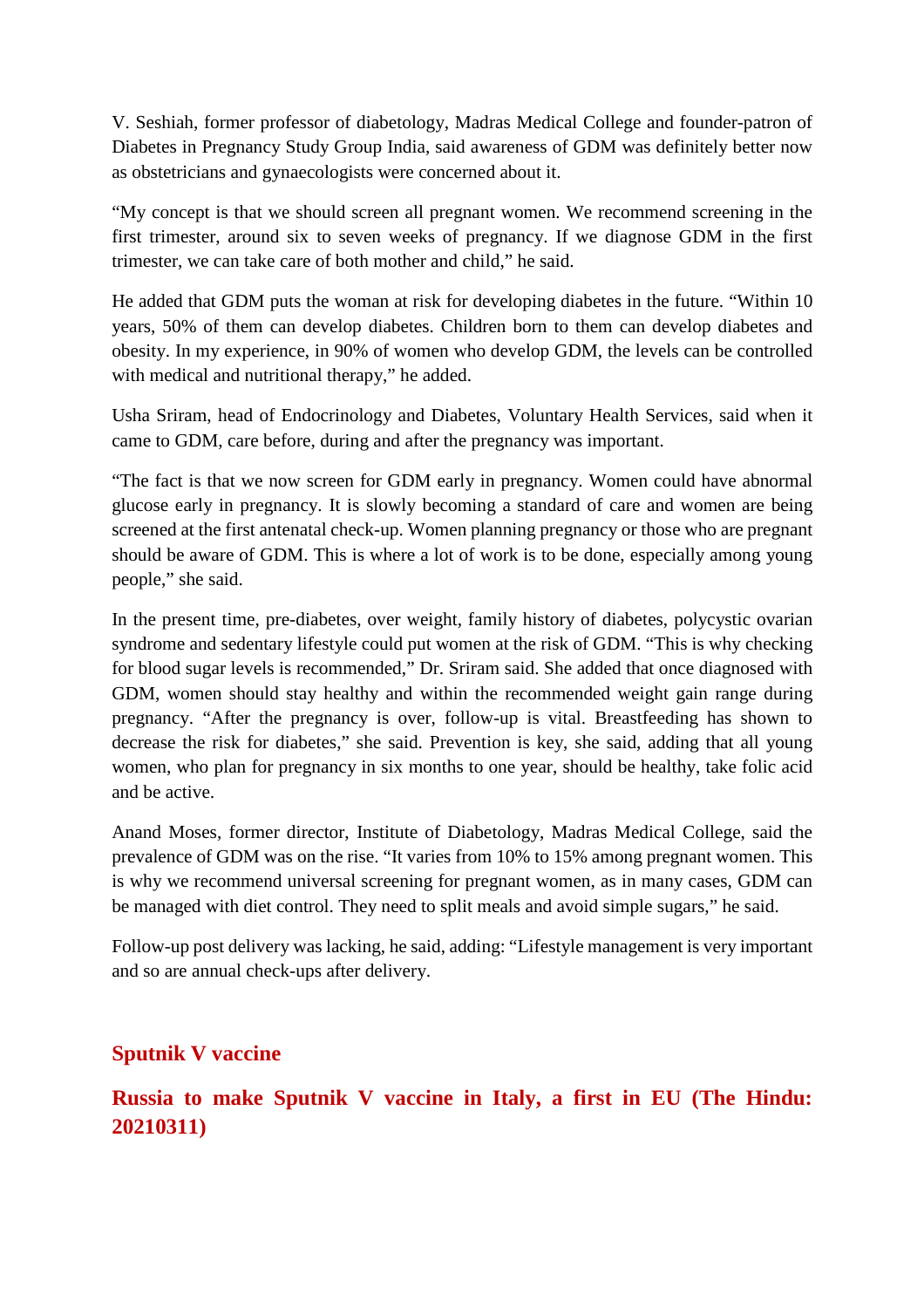V. Seshiah, former professor of diabetology, Madras Medical College and founder-patron of Diabetes in Pregnancy Study Group India, said awareness of GDM was definitely better now as obstetricians and gynaecologists were concerned about it.

"My concept is that we should screen all pregnant women. We recommend screening in the first trimester, around six to seven weeks of pregnancy. If we diagnose GDM in the first trimester, we can take care of both mother and child," he said.

He added that GDM puts the woman at risk for developing diabetes in the future. "Within 10 years, 50% of them can develop diabetes. Children born to them can develop diabetes and obesity. In my experience, in 90% of women who develop GDM, the levels can be controlled with medical and nutritional therapy," he added.

Usha Sriram, head of Endocrinology and Diabetes, Voluntary Health Services, said when it came to GDM, care before, during and after the pregnancy was important.

"The fact is that we now screen for GDM early in pregnancy. Women could have abnormal glucose early in pregnancy. It is slowly becoming a standard of care and women are being screened at the first antenatal check-up. Women planning pregnancy or those who are pregnant should be aware of GDM. This is where a lot of work is to be done, especially among young people," she said.

In the present time, pre-diabetes, over weight, family history of diabetes, polycystic ovarian syndrome and sedentary lifestyle could put women at the risk of GDM. "This is why checking for blood sugar levels is recommended," Dr. Sriram said. She added that once diagnosed with GDM, women should stay healthy and within the recommended weight gain range during pregnancy. "After the pregnancy is over, follow-up is vital. Breastfeeding has shown to decrease the risk for diabetes," she said. Prevention is key, she said, adding that all young women, who plan for pregnancy in six months to one year, should be healthy, take folic acid and be active.

Anand Moses, former director, Institute of Diabetology, Madras Medical College, said the prevalence of GDM was on the rise. "It varies from 10% to 15% among pregnant women. This is why we recommend universal screening for pregnant women, as in many cases, GDM can be managed with diet control. They need to split meals and avoid simple sugars," he said.

Follow-up post delivery was lacking, he said, adding: "Lifestyle management is very important and so are annual check-ups after delivery.

## Sputnik V vaccine

## Russia to make Sputnik V vaccine in Italy, a first in EU (The Hindu: 20210311)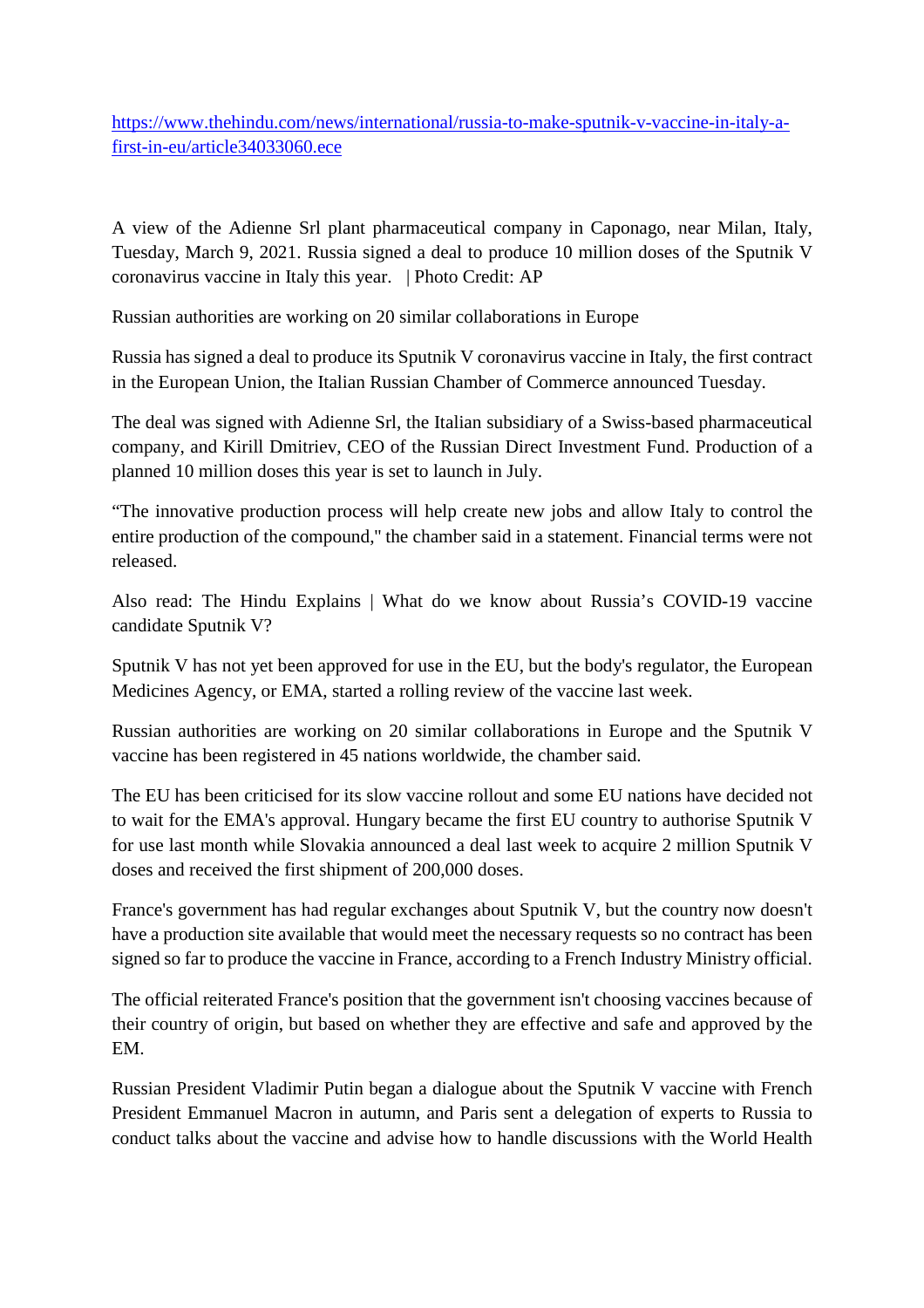https://www.thehindu.com/news/international/russia-to-make-sputnik-v-vaccine-in-italy-a-first-in-eu/article34033060.ece

A view of the Adienne Srl plant pharmaceutical company in Caponago, near Milan, Italy, Tuesday, March 9, 2021. Russia signed a deal to produce 10 million doses of the Sputnik V coronavirus vaccine in Italy this year. | Photo Credit: AP

Russian authorities are working on 20 similar collaborations in Europe

Russia has signed a deal to produce its Sputnik V coronavirus vaccine in Italy, the first contract in the European Union, the Italian Russian Chamber of Commerce announced Tuesday.

The deal was signed with Adienne Srl, the Italian subsidiary of a Swiss-based pharmaceutical company, and Kirill Dmitriev, CEO of the Russian Direct Investment Fund. Production of a planned 10 million doses this year is set to launch in July.

"The innovative production process will help create new jobs and allow Italy to control the entire production of the compound," the chamber said in a statement. Financial terms were not released.

Also read: The Hindu Explains | What do we know about Russia's COVID-19 vaccine candidate Sputnik V?

Sputnik V has not yet been approved for use in the EU, but the body's regulator, the European Medicines Agency, or EMA, started a rolling review of the vaccine last week.

Russian authorities are working on 20 similar collaborations in Europe and the Sputnik V vaccine has been registered in 45 nations worldwide, the chamber said.

The EU has been criticised for its slow vaccine rollout and some EU nations have decided not to wait for the EMA's approval. Hungary became the first EU country to authorise Sputnik V for use last month while Slovakia announced a deal last week to acquire 2 million Sputnik V doses and received the first shipment of 200,000 doses.

France's government has had regular exchanges about Sputnik V, but the country now doesn't have a production site available that would meet the necessary requests so no contract has been signed so far to produce the vaccine in France, according to a French Industry Ministry official.

The official reiterated France's position that the government isn't choosing vaccines because of their country of origin, but based on whether they are effective and safe and approved by the EM.

Russian President Vladimir Putin began a dialogue about the Sputnik V vaccine with French President Emmanuel Macron in autumn, and Paris sent a delegation of experts to Russia to conduct talks about the vaccine and advise how to handle discussions with the World Health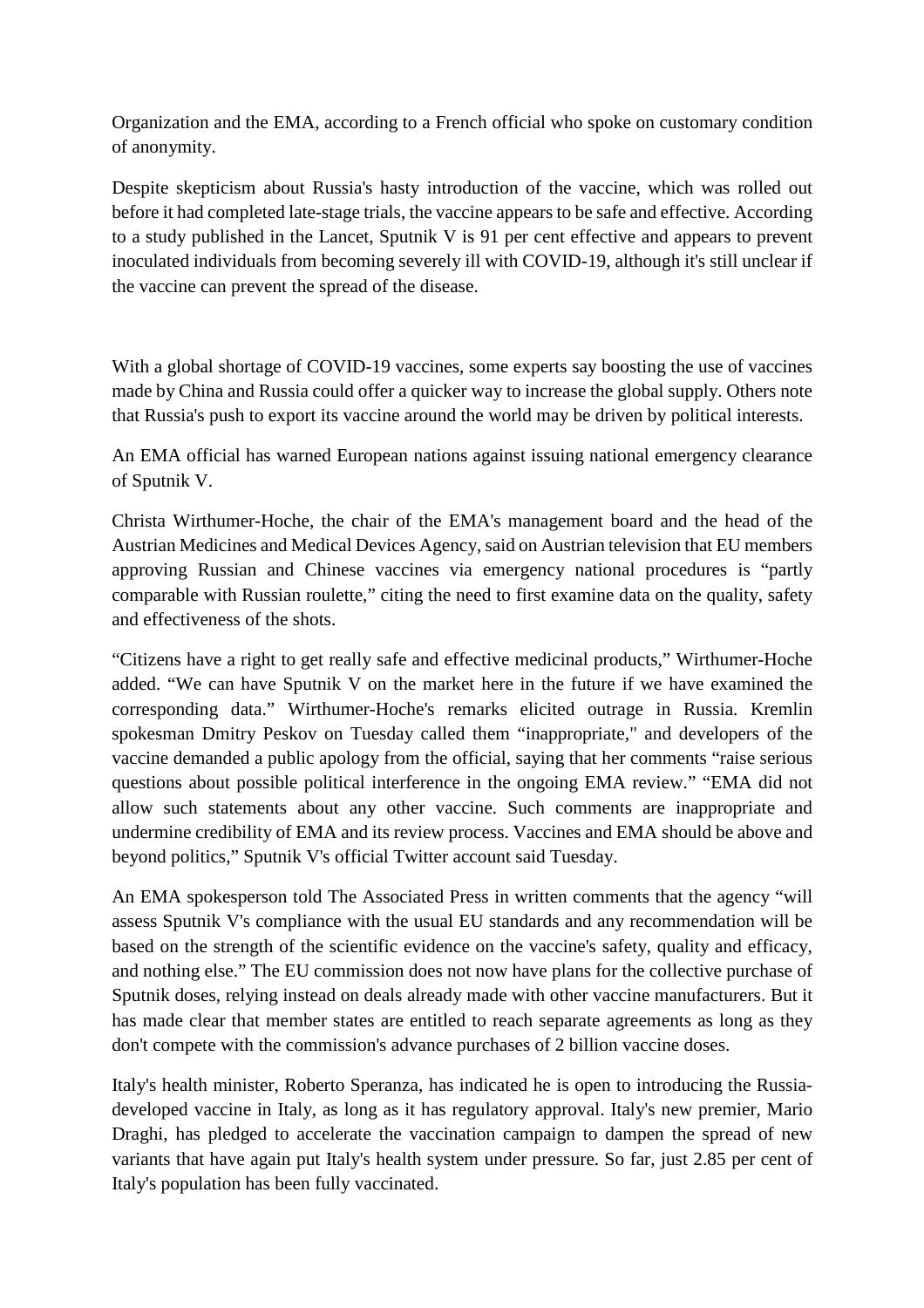Organization and the EMA, according to a French official who spoke on customary condition of anonymity.

Despite skepticism about Russia's hasty introduction of the vaccine, which was rolled out before it had completed late-stage trials, the vaccine appears to be safe and effective. According to a study published in the Lancet, Sputnik V is 91 per cent effective and appears to prevent inoculated individuals from becoming severely ill with COVID-19, although it's still unclear if the vaccine can prevent the spread of the disease.

With a global shortage of COVID-19 vaccines, some experts say boosting the use of vaccines made by China and Russia could offer a quicker way to increase the global supply. Others note that Russia's push to export its vaccine around the world may be driven by political interests.

An EMA official has warned European nations against issuing national emergency clearance of Sputnik V.

Christa Wirthumer-Hoche, the chair of the EMA's management board and the head of the Austrian Medicines and Medical Devices Agency, said on Austrian television that EU members approving Russian and Chinese vaccines via emergency national procedures is "partly comparable with Russian roulette," citing the need to first examine data on the quality, safety and effectiveness of the shots.

"Citizens have a right to get really safe and effective medicinal products," Wirthumer-Hoche added. "We can have Sputnik V on the market here in the future if we have examined the corresponding data." Wirthumer-Hoche's remarks elicited outrage in Russia. Kremlin spokesman Dmitry Peskov on Tuesday called them "inappropriate," and developers of the vaccine demanded a public apology from the official, saying that her comments "raise serious questions about possible political interference in the ongoing EMA review." "EMA did not allow such statements about any other vaccine. Such comments are inappropriate and undermine credibility of EMA and its review process. Vaccines and EMA should be above and beyond politics," Sputnik V's official Twitter account said Tuesday.

An EMA spokesperson told The Associated Press in written comments that the agency "will assess Sputnik V's compliance with the usual EU standards and any recommendation will be based on the strength of the scientific evidence on the vaccine's safety, quality and efficacy, and nothing else." The EU commission does not now have plans for the collective purchase of Sputnik doses, relying instead on deals already made with other vaccine manufacturers. But it has made clear that member states are entitled to reach separate agreements as long as they don't compete with the commission's advance purchases of 2 billion vaccine doses.

Italy's health minister, Roberto Speranza, has indicated he is open to introducing the Russia-developed vaccine in Italy, as long as it has regulatory approval. Italy's new premier, Mario Draghi, has pledged to accelerate the vaccination campaign to dampen the spread of new variants that have again put Italy's health system under pressure. So far, just 2.85 per cent of Italy's population has been fully vaccinated.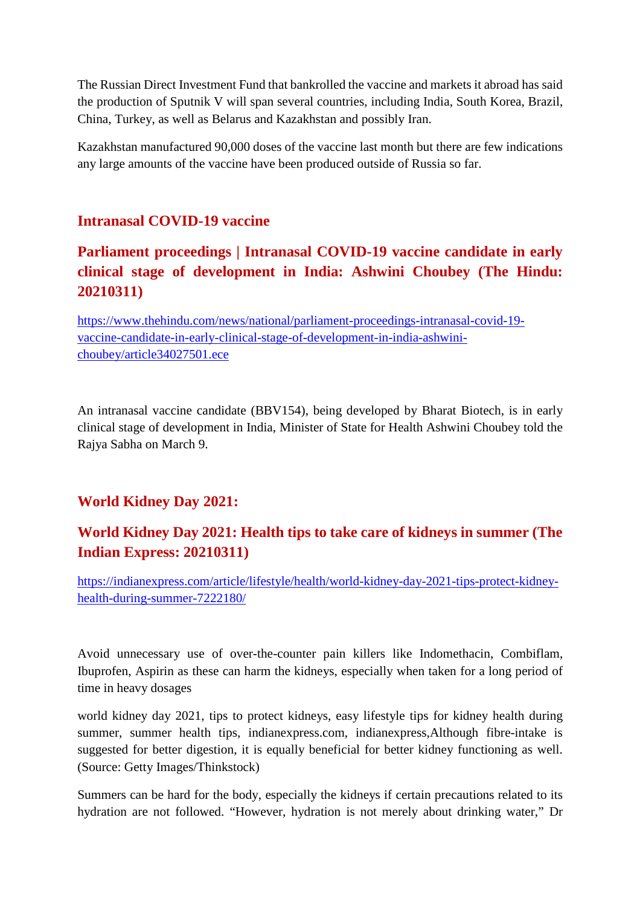The Russian Direct Investment Fund that bankrolled the vaccine and markets it abroad has said the production of Sputnik V will span several countries, including India, South Korea, Brazil, China, Turkey, as well as Belarus and Kazakhstan and possibly Iran.

Kazakhstan manufactured 90,000 doses of the vaccine last month but there are few indications any large amounts of the vaccine have been produced outside of Russia so far.

## Intranasal COVID-19 vaccine

## Parliament proceedings | Intranasal COVID-19 vaccine candidate in early clinical stage of development in India: Ashwini Choubey (The Hindu: 20210311)

https://www.thehindu.com/news/national/parliament-proceedings-intranasal-covid-19-vaccine-candidate-in-early-clinical-stage-of-development-in-india-ashwini-choubey/article34027501.ece

An intranasal vaccine candidate (BBV154), being developed by Bharat Biotech, is in early clinical stage of development in India, Minister of State for Health Ashwini Choubey told the Rajya Sabha on March 9.

## World Kidney Day 2021:

## World Kidney Day 2021: Health tips to take care of kidneys in summer (The Indian Express: 20210311)

https://indianexpress.com/article/lifestyle/health/world-kidney-day-2021-tips-protect-kidney-health-during-summer-7222180/

Avoid unnecessary use of over-the-counter pain killers like Indomethacin, Combiflam, Ibuprofen, Aspirin as these can harm the kidneys, especially when taken for a long period of time in heavy dosages

world kidney day 2021, tips to protect kidneys, easy lifestyle tips for kidney health during summer, summer health tips, indianexpress.com, indianexpress,Although fibre-intake is suggested for better digestion, it is equally beneficial for better kidney functioning as well. (Source: Getty Images/Thinkstock)

Summers can be hard for the body, especially the kidneys if certain precautions related to its hydration are not followed. "However, hydration is not merely about drinking water," Dr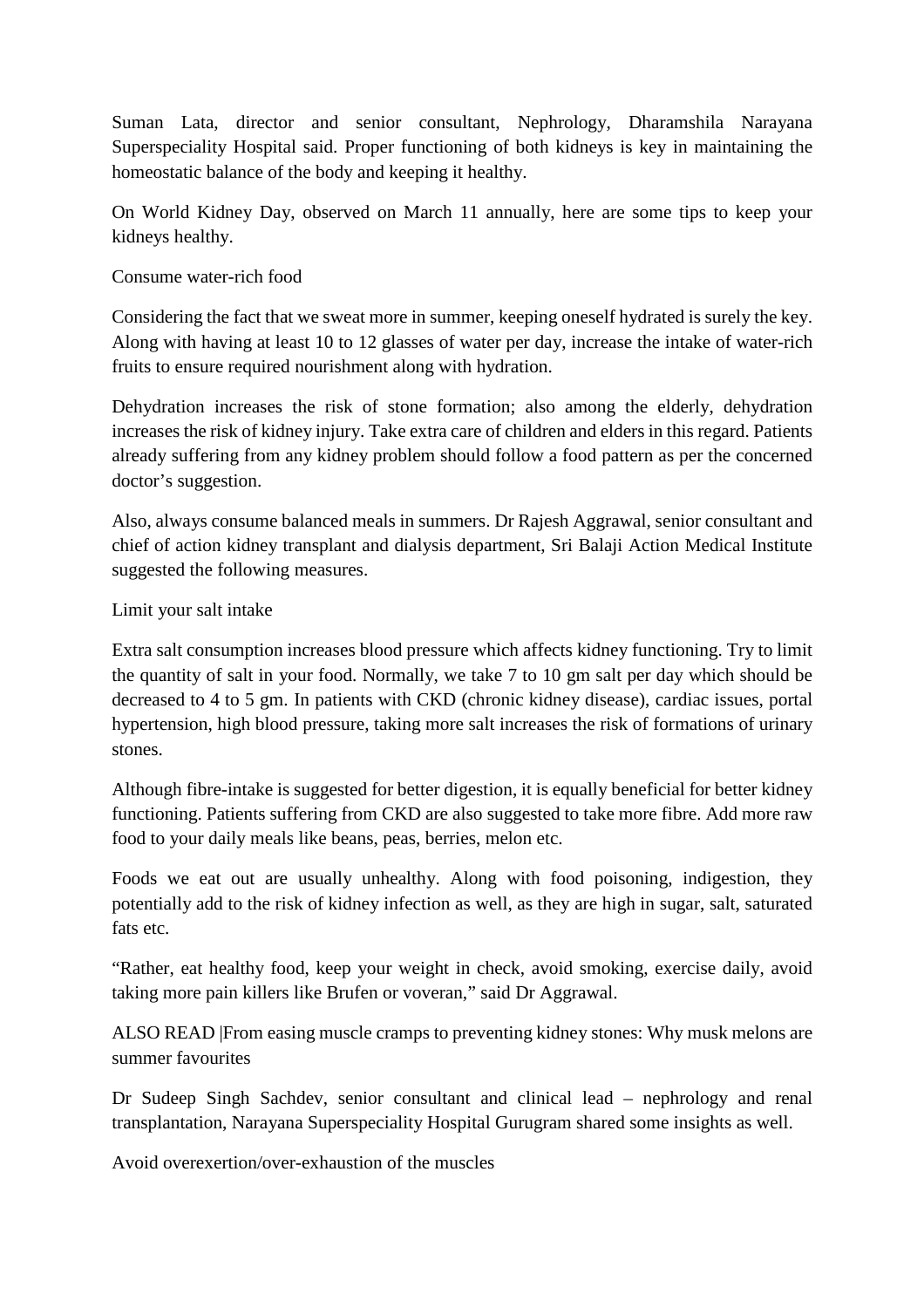Suman Lata, director and senior consultant, Nephrology, Dharamshila Narayana Superspeciality Hospital said. Proper functioning of both kidneys is key in maintaining the homeostatic balance of the body and keeping it healthy.

On World Kidney Day, observed on March 11 annually, here are some tips to keep your kidneys healthy.

Consume water-rich food

Considering the fact that we sweat more in summer, keeping oneself hydrated is surely the key. Along with having at least 10 to 12 glasses of water per day, increase the intake of water-rich fruits to ensure required nourishment along with hydration.

Dehydration increases the risk of stone formation; also among the elderly, dehydration increases the risk of kidney injury. Take extra care of children and elders in this regard. Patients already suffering from any kidney problem should follow a food pattern as per the concerned doctor's suggestion.

Also, always consume balanced meals in summers. Dr Rajesh Aggrawal, senior consultant and chief of action kidney transplant and dialysis department, Sri Balaji Action Medical Institute suggested the following measures.

Limit your salt intake

Extra salt consumption increases blood pressure which affects kidney functioning. Try to limit the quantity of salt in your food. Normally, we take 7 to 10 gm salt per day which should be decreased to 4 to 5 gm. In patients with CKD (chronic kidney disease), cardiac issues, portal hypertension, high blood pressure, taking more salt increases the risk of formations of urinary stones.

Although fibre-intake is suggested for better digestion, it is equally beneficial for better kidney functioning. Patients suffering from CKD are also suggested to take more fibre. Add more raw food to your daily meals like beans, peas, berries, melon etc.

Foods we eat out are usually unhealthy. Along with food poisoning, indigestion, they potentially add to the risk of kidney infection as well, as they are high in sugar, salt, saturated fats etc.

"Rather, eat healthy food, keep your weight in check, avoid smoking, exercise daily, avoid taking more pain killers like Brufen or voveran," said Dr Aggrawal.

ALSO READ |From easing muscle cramps to preventing kidney stones: Why musk melons are summer favourites

Dr Sudeep Singh Sachdev, senior consultant and clinical lead – nephrology and renal transplantation, Narayana Superspeciality Hospital Gurugram shared some insights as well.

Avoid overexertion/over-exhaustion of the muscles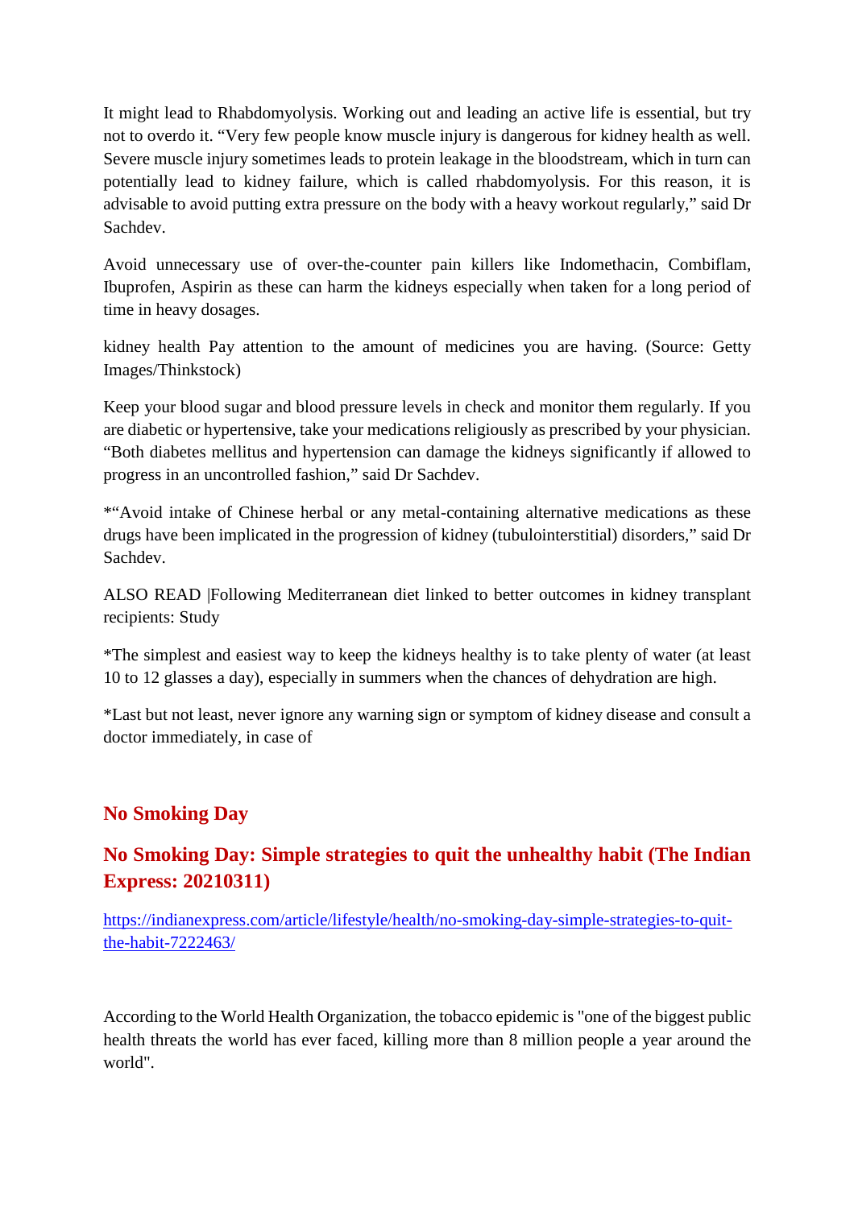It might lead to Rhabdomyolysis. Working out and leading an active life is essential, but try not to overdo it. "Very few people know muscle injury is dangerous for kidney health as well. Severe muscle injury sometimes leads to protein leakage in the bloodstream, which in turn can potentially lead to kidney failure, which is called rhabdomyolysis. For this reason, it is advisable to avoid putting extra pressure on the body with a heavy workout regularly," said Dr Sachdev.

Avoid unnecessary use of over-the-counter pain killers like Indomethacin, Combiflam, Ibuprofen, Aspirin as these can harm the kidneys especially when taken for a long period of time in heavy dosages.

kidney health Pay attention to the amount of medicines you are having. (Source: Getty Images/Thinkstock)

Keep your blood sugar and blood pressure levels in check and monitor them regularly. If you are diabetic or hypertensive, take your medications religiously as prescribed by your physician. "Both diabetes mellitus and hypertension can damage the kidneys significantly if allowed to progress in an uncontrolled fashion," said Dr Sachdev.

*"Avoid intake of Chinese herbal or any metal-containing alternative medications as these drugs have been implicated in the progression of kidney (tubulointerstitial) disorders," said Dr Sachdev.

ALSO READ |Following Mediterranean diet linked to better outcomes in kidney transplant recipients: Study

*The simplest and easiest way to keep the kidneys healthy is to take plenty of water (at least 10 to 12 glasses a day), especially in summers when the chances of dehydration are high.

*Last but not least, never ignore any warning sign or symptom of kidney disease and consult a doctor immediately, in case of

## No Smoking Day

## No Smoking Day: Simple strategies to quit the unhealthy habit (The Indian Express: 20210311)

https://indianexpress.com/article/lifestyle/health/no-smoking-day-simple-strategies-to-quit-the-habit-7222463/

According to the World Health Organization, the tobacco epidemic is "one of the biggest public health threats the world has ever faced, killing more than 8 million people a year around the world".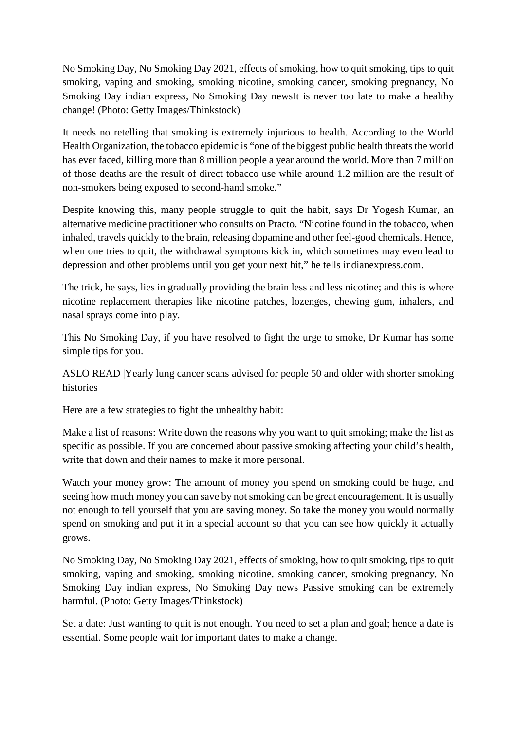No Smoking Day, No Smoking Day 2021, effects of smoking, how to quit smoking, tips to quit smoking, vaping and smoking, smoking nicotine, smoking cancer, smoking pregnancy, No Smoking Day indian express, No Smoking Day newsIt is never too late to make a healthy change! (Photo: Getty Images/Thinkstock)

It needs no retelling that smoking is extremely injurious to health. According to the World Health Organization, the tobacco epidemic is "one of the biggest public health threats the world has ever faced, killing more than 8 million people a year around the world. More than 7 million of those deaths are the result of direct tobacco use while around 1.2 million are the result of non-smokers being exposed to second-hand smoke."

Despite knowing this, many people struggle to quit the habit, says Dr Yogesh Kumar, an alternative medicine practitioner who consults on Practo. "Nicotine found in the tobacco, when inhaled, travels quickly to the brain, releasing dopamine and other feel-good chemicals. Hence, when one tries to quit, the withdrawal symptoms kick in, which sometimes may even lead to depression and other problems until you get your next hit," he tells indianexpress.com.

The trick, he says, lies in gradually providing the brain less and less nicotine; and this is where nicotine replacement therapies like nicotine patches, lozenges, chewing gum, inhalers, and nasal sprays come into play.

This No Smoking Day, if you have resolved to fight the urge to smoke, Dr Kumar has some simple tips for you.

ASLO READ |Yearly lung cancer scans advised for people 50 and older with shorter smoking histories

Here are a few strategies to fight the unhealthy habit:

Make a list of reasons: Write down the reasons why you want to quit smoking; make the list as specific as possible. If you are concerned about passive smoking affecting your child's health, write that down and their names to make it more personal.

Watch your money grow: The amount of money you spend on smoking could be huge, and seeing how much money you can save by not smoking can be great encouragement. It is usually not enough to tell yourself that you are saving money. So take the money you would normally spend on smoking and put it in a special account so that you can see how quickly it actually grows.

No Smoking Day, No Smoking Day 2021, effects of smoking, how to quit smoking, tips to quit smoking, vaping and smoking, smoking nicotine, smoking cancer, smoking pregnancy, No Smoking Day indian express, No Smoking Day news Passive smoking can be extremely harmful. (Photo: Getty Images/Thinkstock)

Set a date: Just wanting to quit is not enough. You need to set a plan and goal; hence a date is essential. Some people wait for important dates to make a change.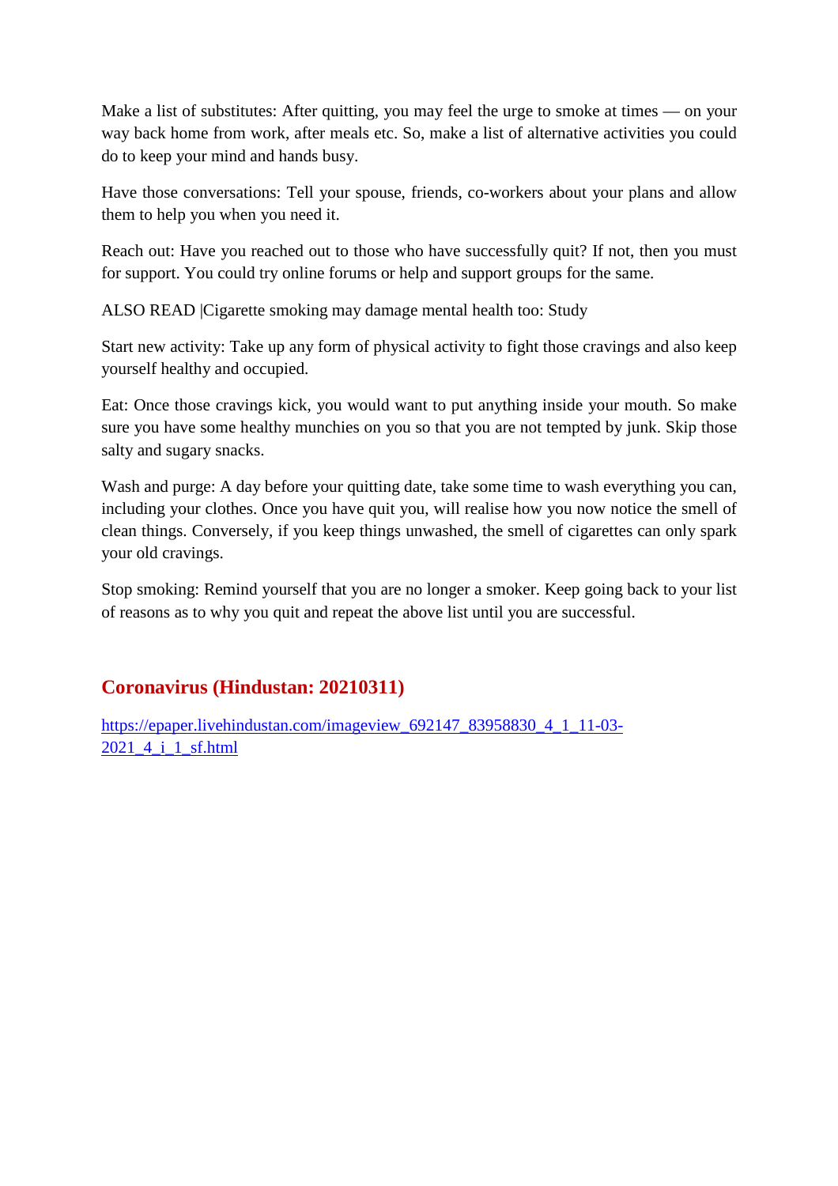Make a list of substitutes: After quitting, you may feel the urge to smoke at times — on your way back home from work, after meals etc. So, make a list of alternative activities you could do to keep your mind and hands busy.

Have those conversations: Tell your spouse, friends, co-workers about your plans and allow them to help you when you need it.

Reach out: Have you reached out to those who have successfully quit? If not, then you must for support. You could try online forums or help and support groups for the same.

ALSO READ |Cigarette smoking may damage mental health too: Study

Start new activity: Take up any form of physical activity to fight those cravings and also keep yourself healthy and occupied.

Eat: Once those cravings kick, you would want to put anything inside your mouth. So make sure you have some healthy munchies on you so that you are not tempted by junk. Skip those salty and sugary snacks.

Wash and purge: A day before your quitting date, take some time to wash everything you can, including your clothes. Once you have quit you, will realise how you now notice the smell of clean things. Conversely, if you keep things unwashed, the smell of cigarettes can only spark your old cravings.

Stop smoking: Remind yourself that you are no longer a smoker. Keep going back to your list of reasons as to why you quit and repeat the above list until you are successful.

## Coronavirus (Hindustan: 20210311)

https://epaper.livehindustan.com/imageview_692147_83958830_4_1_11-03-2021_4_i_1_sf.html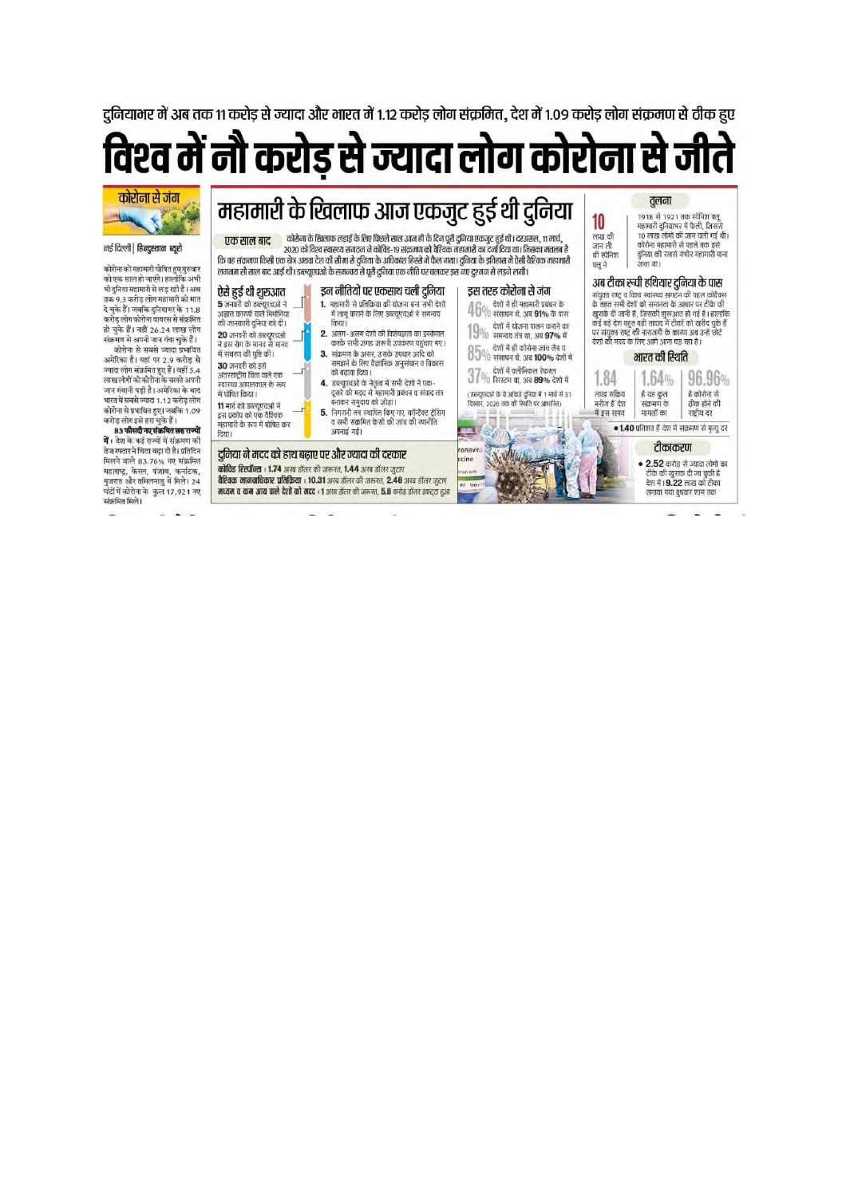दुनियाभर में अब तक 11 करोड़ से ज्यादा और भारत में 1.12 करोड़ लोग संक्रमित, देश में 1.09 करोड़ लोग संक्रमण से ठीक हुए

# विश्व में नौ करोड़ से ज्यादा लोग कोरोना से जीते

**कोरोना से जंग**

नई दिल्ली | हिन्दुस्तान ब्यूरो

कोरोना को महामारी घोषित हुए गुरुवार को एक साल हो जाएगा। हालांकि अभी भी दुनिया महामारी से लड़ रही है। अब तक 9.3 करोड़ लोग महामारी को मात दे चुके हैं। जबकि दुनियाभर के 11.8 करोड़ लोग कोरोना वायरस से संक्रमित हो चुके हैं। वहीं 26.24 लाख लोग संक्रमण से अपनी जान गंवा चुके हैं।

कोरोना से सबसे ज्यादा प्रभावित अमेरिका है। यहां पर 2.9 करोड़ से ज्यादा लोग संक्रमित हुए हैं। वहीं 5.4 लाख लोगों को कोरोना के चलते अपनी जान गंवानी पड़ी है। अमेरिका के बाद भारत में सबसे ज्यादा 1.12 करोड़ लोग कोरोना से प्रभावित हुए। जबकि 1.09 करोड़ लोग इससे ठीक हो चुके हैं।

**83 फीसदी नए संक्रमित छह राज्यों में :** देश के कई राज्यों में संक्रमण की तेज रफ्तार ने चिंता बढ़ा दी है। प्रतिदिन मिलने वाले 83.76% नए संक्रमित महाराष्ट्र, केरल, पंजाब, कर्नाटक, गुजरात और तमिलनाडु में मिले। 24 घंटों में कोरोना के कुल 17,921 नए संक्रमित मिले।

## महामारी के खिलाफ आज एकजुट हुई थी दुनिया

**एक साल बाद** कोरोना के खिलाफ लड़ाई के लिए पिछले साल आज ही के दिन पूरी दुनिया एकजुट हुई थी। दरअसल, 11 मार्च, 2020 को विश्व स्वास्थ्य संगठन ने कोविड-19 संक्रमण को वैश्विक महामारी का दर्जा दिया था। जिसका मतलब है कि वह संक्रमण किसी एक क्षेत्र अथवा देश की सीमा से दुनिया के अधिकांश हिस्से में फैल गया। दुनिया के इतिहास में ऐसी वैश्विक महामारी लगभग सौ साल बाद आई थी। डब्ल्यूएचओ के समन्वय से पूरी दुनिया एक नीति पर चलकर इस नए दुश्मन से लड़ने लगी।

### ऐसे हुई थी शुरुआत

**5 जनवरी** को डब्ल्यूएचओ ने अज्ञात कारणों वाले निमोनिया की जानकारी दुनिया को दी।

**20 जनवरी** को डब्ल्यूएचओ ने इस रोग के मानव से मानव में संचरण की पुष्टि की।

**30 जनवरी** को इसे अंतरराष्ट्रीय चिंता वाले एक स्वास्थ्य आपातकाल के रूप में घोषित किया।

**11 मार्च** को डब्ल्यूएचओ ने इस प्रकोप को एक वैश्विक महामारी के रूप में घोषित कर दिया।

### इन नीतियों पर एकसाथ चली दुनिया

1. महामारी से प्रतिक्रिया की योजना बना सभी देशों में लागू कराने के लिए डब्ल्यूएचओ ने समन्वय किया।
2. अलग-अलग देशों की विशेषज्ञता का इस्तेमाल करके सभी जगह जरूरी उपकरण पहुंचाए गए।
3. संक्रमण के असर, उसके उपचार आदि को समझने के लिए वैज्ञानिक अनुसंधान व विकास को बढ़ावा दिया।
4. डब्ल्यूएचओ के नेतृत्व में सभी देशों ने एक-दूसरे की मदद से महामारी प्रबंधन व संवाद तंत्र बनाकर समुदाय को जोड़ा।
5. निगरानी तंत्र स्थापित किए गए, कॉन्टैक्ट ट्रेसिंग व सभी संक्रमित केसों की जांच की रणनीति अपनाई गई।

### इस तरह कोरोना से जंग

**46%** देशों में ही महामारी प्रबंधन के संसाधन थे, अब 91% के पास

**19%** देशों में योजना पालन कराने का समन्वय तंत्र था, अब 97% में

**85%** देशों में ही कोरोना जांच लैब व संसाधन थे, अब 100% देशों में

**37%** देशों में क्लीनिकल रेफरल सिस्टम था, अब 89% देशों में

(डब्ल्यूएचओ के ये आंकड़े दुनिया में 1 मार्च से 31 दिसंबर, 2020 तक की स्थिति पर आधारित)

### दुनिया ने मदद को हाथ बढ़ाए पर और ज्यादा की दरकार

**कोविड रिस्पॉन्स :** 1.74 अरब डॉलर की जरूरत, 1.44 अरब डॉलर जुटाए

**वैश्विक मानवाधिकार प्रतिक्रिया :** 10.31 अरब डॉलर की जरूरत, 2.48 अरब डॉलर जुटाए

**मध्यम व कम आय वाले देशों को मदद :** 1 अरब डॉलर की जरूरत, 5.8 करोड़ डॉलर इकट्ठा हुआ

### तुलना

**10** लाख की जान ली थी स्पेनिश फ्लू ने

1918 से 1921 तक स्पेनिश फ्लू महामारी दुनियाभर में फैली, जिससे 10 लाख लोगों की जान चली गई थी। कोरोना महामारी से पहले तक इसे दुनिया की सबसे गंभीर महामारी माना जाता था।

### अब टीका रूपी हथियार दुनिया के पास

संयुक्त राष्ट्र व विश्व स्वास्थ्य संगठन की पहल कोवैक्स के तहत सभी देशों को समानता के आधार पर टीके की खुराकें दी जानी हैं, जिसकी शुरुआत हो गई है। हालांकि कई बड़े देश बहुत बड़ी तादाद में टीकों को खरीद चुके हैं पर संयुक्त राष्ट्र की नाराजगी के कारण अब इन्हें छोटे देशों की मदद के लिए आगे आना पड़ रहा है।

### भारत की स्थिति

**1.84** लाख सक्रिय मरीज हैं देश में इस समय

**1.64%** है यह कुल संक्रमण के मामलों का

**96.96%** है कोरोना से ठीक होने की राष्ट्रीय दर

- **1.40** प्रतिशत है देश में संक्रमण से मृत्यु दर

### टीकाकरण

- **2.52** करोड़ से ज्यादा लोगों का टीके की खुराक दी जा चुकी है देश में। **9.22** लाख को टीका लगाया गया बुधवार शाम तक